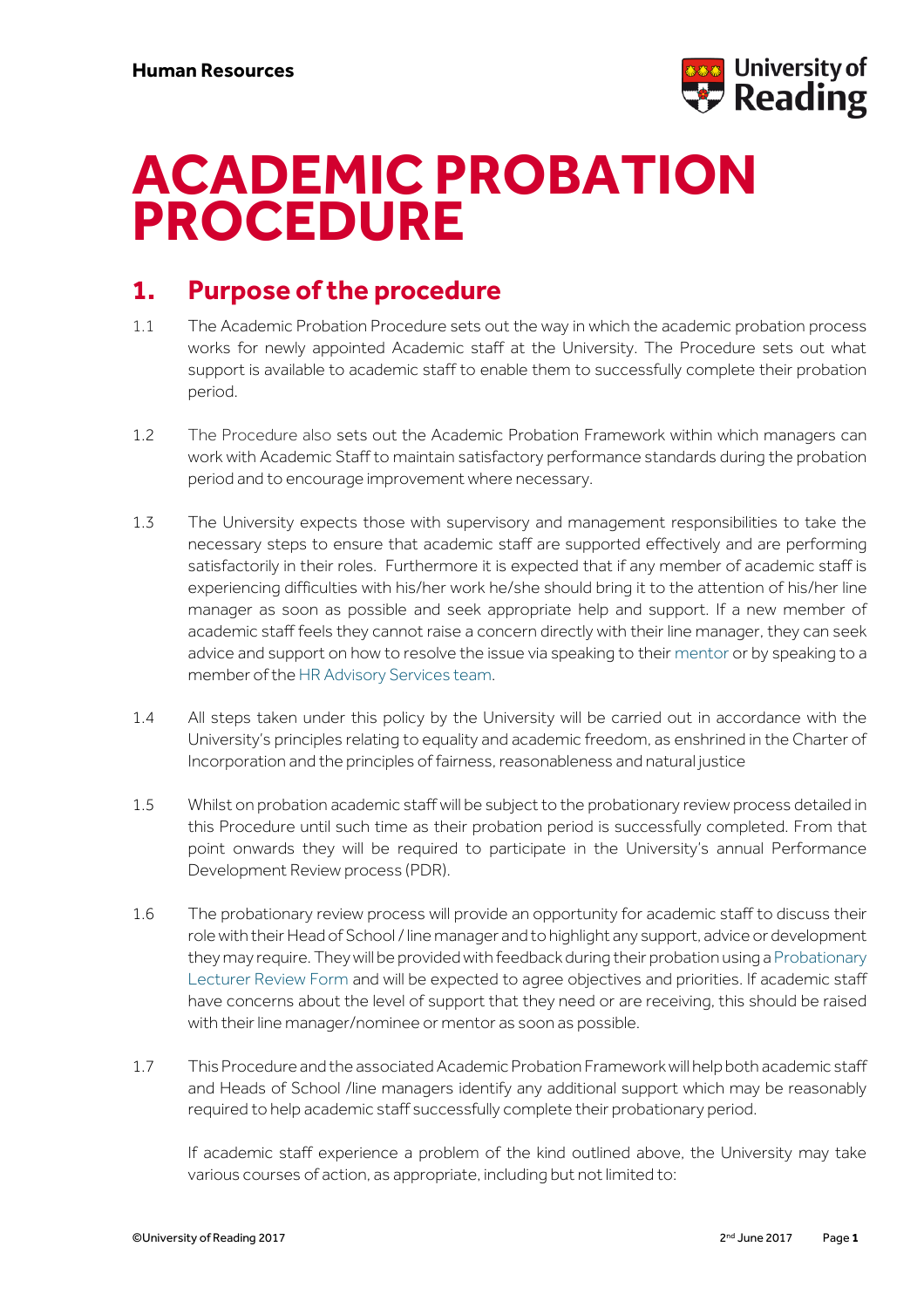**Human Resources**

# ACADEMIC PROBATION PROCEDURE

## 1. Purpose of the procedure

1.1 The Academic Probation Procedure sets out the way in which the academic probation process works for newly appointed Academic staff at the University. The Procedure sets out what support is available to academic staff to enable them to successfully complete their probation period.

1.2 The Procedure also sets out the Academic Probation Framework within which managers can work with Academic Staff to maintain satisfactory performance standards during the probation period and to encourage improvement where necessary.

1.3 The University expects those with supervisory and management responsibilities to take the necessary steps to ensure that academic staff are supported effectively and are performing satisfactorily in their roles. Furthermore it is expected that if any member of academic staff is experiencing difficulties with his/her work he/she should bring it to the attention of his/her line manager as soon as possible and seek appropriate help and support. If a new member of academic staff feels they cannot raise a concern directly with their line manager, they can seek advice and support on how to resolve the issue via speaking to their mentor or by speaking to a member of the HR Advisory Services team.

1.4 All steps taken under this policy by the University will be carried out in accordance with the University's principles relating to equality and academic freedom, as enshrined in the Charter of Incorporation and the principles of fairness, reasonableness and natural justice

1.5 Whilst on probation academic staff will be subject to the probationary review process detailed in this Procedure until such time as their probation period is successfully completed. From that point onwards they will be required to participate in the University's annual Performance Development Review process (PDR).

1.6 The probationary review process will provide an opportunity for academic staff to discuss their role with their Head of School / line manager and to highlight any support, advice or development they may require. They will be provided with feedback during their probation using a Probationary Lecturer Review Form and will be expected to agree objectives and priorities. If academic staff have concerns about the level of support that they need or are receiving, this should be raised with their line manager/nominee or mentor as soon as possible.

1.7 This Procedure and the associated Academic Probation Framework will help both academic staff and Heads of School /line managers identify any additional support which may be reasonably required to help academic staff successfully complete their probationary period.

If academic staff experience a problem of the kind outlined above, the University may take various courses of action, as appropriate, including but not limited to: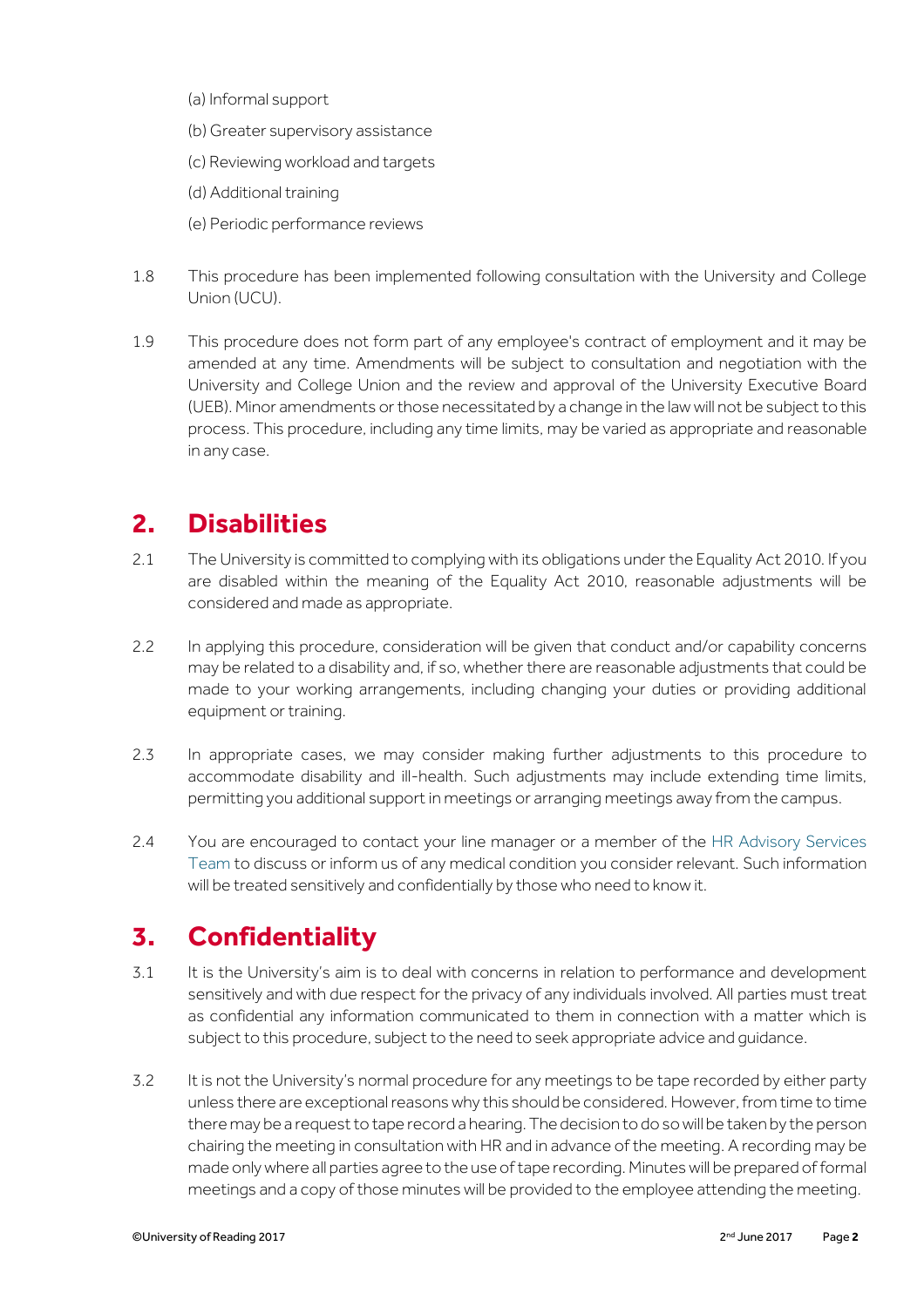(a) Informal support

(b) Greater supervisory assistance

(c) Reviewing workload and targets

(d) Additional training

(e) Periodic performance reviews

1.8 This procedure has been implemented following consultation with the University and College Union (UCU).

1.9 This procedure does not form part of any employee's contract of employment and it may be amended at any time. Amendments will be subject to consultation and negotiation with the University and College Union and the review and approval of the University Executive Board (UEB). Minor amendments or those necessitated by a change in the law will not be subject to this process. This procedure, including any time limits, may be varied as appropriate and reasonable in any case.

## 2. Disabilities

2.1 The University is committed to complying with its obligations under the Equality Act 2010. If you are disabled within the meaning of the Equality Act 2010, reasonable adjustments will be considered and made as appropriate.

2.2 In applying this procedure, consideration will be given that conduct and/or capability concerns may be related to a disability and, if so, whether there are reasonable adjustments that could be made to your working arrangements, including changing your duties or providing additional equipment or training.

2.3 In appropriate cases, we may consider making further adjustments to this procedure to accommodate disability and ill-health. Such adjustments may include extending time limits, permitting you additional support in meetings or arranging meetings away from the campus.

2.4 You are encouraged to contact your line manager or a member of the HR Advisory Services Team to discuss or inform us of any medical condition you consider relevant. Such information will be treated sensitively and confidentially by those who need to know it.

## 3. Confidentiality

3.1 It is the University's aim is to deal with concerns in relation to performance and development sensitively and with due respect for the privacy of any individuals involved. All parties must treat as confidential any information communicated to them in connection with a matter which is subject to this procedure, subject to the need to seek appropriate advice and guidance.

3.2 It is not the University's normal procedure for any meetings to be tape recorded by either party unless there are exceptional reasons why this should be considered. However, from time to time there may be a request to tape record a hearing. The decision to do so will be taken by the person chairing the meeting in consultation with HR and in advance of the meeting. A recording may be made only where all parties agree to the use of tape recording. Minutes will be prepared of formal meetings and a copy of those minutes will be provided to the employee attending the meeting.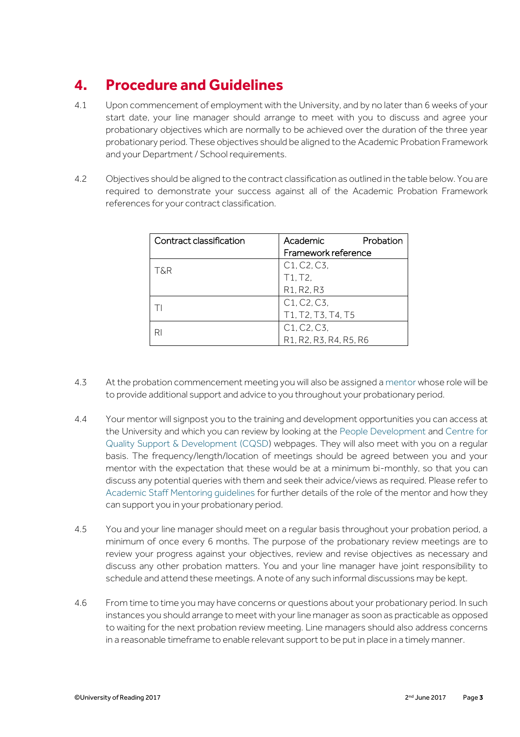## 4. Procedure and Guidelines

4.1 Upon commencement of employment with the University, and by no later than 6 weeks of your start date, your line manager should arrange to meet with you to discuss and agree your probationary objectives which are normally to be achieved over the duration of the three year probationary period. These objectives should be aligned to the Academic Probation Framework and your Department / School requirements.

4.2 Objectives should be aligned to the contract classification as outlined in the table below. You are required to demonstrate your success against all of the Academic Probation Framework references for your contract classification.

| Contract classification | Academic Probation Framework reference |
|---|---|
| T&R | C1, C2, C3, T1, T2, R1, R2, R3 |
| TI | C1, C2, C3, T1, T2, T3, T4, T5 |
| RI | C1, C2, C3, R1, R2, R3, R4, R5, R6 |

4.3 At the probation commencement meeting you will also be assigned a mentor whose role will be to provide additional support and advice to you throughout your probationary period.

4.4 Your mentor will signpost you to the training and development opportunities you can access at the University and which you can review by looking at the People Development and Centre for Quality Support & Development (CQSD) webpages. They will also meet with you on a regular basis. The frequency/length/location of meetings should be agreed between you and your mentor with the expectation that these would be at a minimum bi-monthly, so that you can discuss any potential queries with them and seek their advice/views as required. Please refer to Academic Staff Mentoring guidelines for further details of the role of the mentor and how they can support you in your probationary period.

4.5 You and your line manager should meet on a regular basis throughout your probation period, a minimum of once every 6 months. The purpose of the probationary review meetings are to review your progress against your objectives, review and revise objectives as necessary and discuss any other probation matters. You and your line manager have joint responsibility to schedule and attend these meetings. A note of any such informal discussions may be kept.

4.6 From time to time you may have concerns or questions about your probationary period. In such instances you should arrange to meet with your line manager as soon as practicable as opposed to waiting for the next probation review meeting. Line managers should also address concerns in a reasonable timeframe to enable relevant support to be put in place in a timely manner.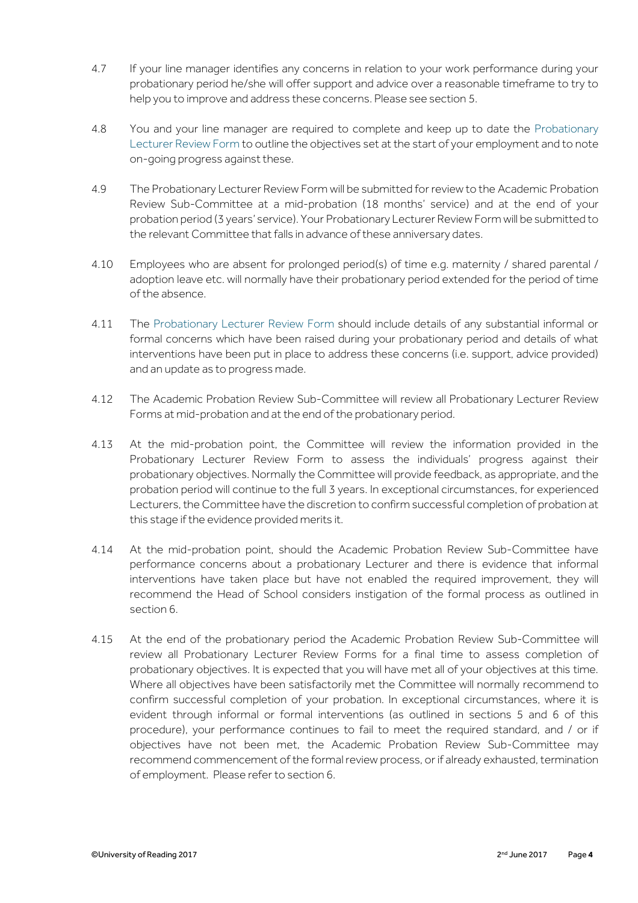4.7 If your line manager identifies any concerns in relation to your work performance during your probationary period he/she will offer support and advice over a reasonable timeframe to try to help you to improve and address these concerns. Please see section 5.

4.8 You and your line manager are required to complete and keep up to date the Probationary Lecturer Review Form to outline the objectives set at the start of your employment and to note on-going progress against these.

4.9 The Probationary Lecturer Review Form will be submitted for review to the Academic Probation Review Sub-Committee at a mid-probation (18 months' service) and at the end of your probation period (3 years' service). Your Probationary Lecturer Review Form will be submitted to the relevant Committee that falls in advance of these anniversary dates.

4.10 Employees who are absent for prolonged period(s) of time e.g. maternity / shared parental / adoption leave etc. will normally have their probationary period extended for the period of time of the absence.

4.11 The Probationary Lecturer Review Form should include details of any substantial informal or formal concerns which have been raised during your probationary period and details of what interventions have been put in place to address these concerns (i.e. support, advice provided) and an update as to progress made.

4.12 The Academic Probation Review Sub-Committee will review all Probationary Lecturer Review Forms at mid-probation and at the end of the probationary period.

4.13 At the mid-probation point, the Committee will review the information provided in the Probationary Lecturer Review Form to assess the individuals' progress against their probationary objectives. Normally the Committee will provide feedback, as appropriate, and the probation period will continue to the full 3 years. In exceptional circumstances, for experienced Lecturers, the Committee have the discretion to confirm successful completion of probation at this stage if the evidence provided merits it.

4.14 At the mid-probation point, should the Academic Probation Review Sub-Committee have performance concerns about a probationary Lecturer and there is evidence that informal interventions have taken place but have not enabled the required improvement, they will recommend the Head of School considers instigation of the formal process as outlined in section 6.

4.15 At the end of the probationary period the Academic Probation Review Sub-Committee will review all Probationary Lecturer Review Forms for a final time to assess completion of probationary objectives. It is expected that you will have met all of your objectives at this time. Where all objectives have been satisfactorily met the Committee will normally recommend to confirm successful completion of your probation. In exceptional circumstances, where it is evident through informal or formal interventions (as outlined in sections 5 and 6 of this procedure), your performance continues to fail to meet the required standard, and / or if objectives have not been met, the Academic Probation Review Sub-Committee may recommend commencement of the formal review process, or if already exhausted, termination of employment. Please refer to section 6.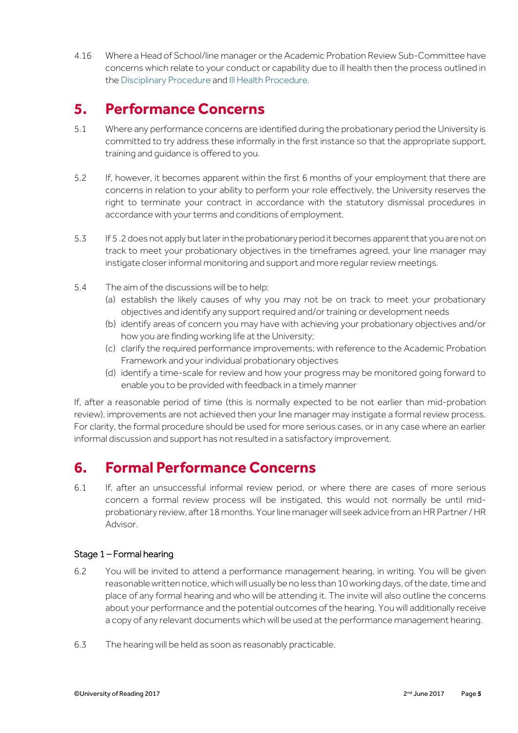4.16 Where a Head of School/line manager or the Academic Probation Review Sub-Committee have concerns which relate to your conduct or capability due to ill health then the process outlined in the Disciplinary Procedure and Ill Health Procedure.

# 5. Performance Concerns

5.1 Where any performance concerns are identified during the probationary period the University is committed to try address these informally in the first instance so that the appropriate support, training and guidance is offered to you.

5.2 If, however, it becomes apparent within the first 6 months of your employment that there are concerns in relation to your ability to perform your role effectively, the University reserves the right to terminate your contract in accordance with the statutory dismissal procedures in accordance with your terms and conditions of employment.

5.3 If 5 .2 does not apply but later in the probationary period it becomes apparent that you are not on track to meet your probationary objectives in the timeframes agreed, your line manager may instigate closer informal monitoring and support and more regular review meetings.

5.4 The aim of the discussions will be to help:

(a) establish the likely causes of why you may not be on track to meet your probationary objectives and identify any support required and/or training or development needs

(b) identify areas of concern you may have with achieving your probationary objectives and/or how you are finding working life at the University;

(c) clarify the required performance improvements; with reference to the Academic Probation Framework and your individual probationary objectives

(d) identify a time-scale for review and how your progress may be monitored going forward to enable you to be provided with feedback in a timely manner

If, after a reasonable period of time (this is normally expected to be not earlier than mid-probation review), improvements are not achieved then your line manager may instigate a formal review process. For clarity, the formal procedure should be used for more serious cases, or in any case where an earlier informal discussion and support has not resulted in a satisfactory improvement.

# 6. Formal Performance Concerns

6.1 If, after an unsuccessful informal review period, or where there are cases of more serious concern a formal review process will be instigated, this would not normally be until mid-probationary review, after 18 months. Your line manager will seek advice from an HR Partner / HR Advisor.

## Stage 1 – Formal hearing

6.2 You will be invited to attend a performance management hearing, in writing. You will be given reasonable written notice, which will usually be no less than 10 working days, of the date, time and place of any formal hearing and who will be attending it. The invite will also outline the concerns about your performance and the potential outcomes of the hearing. You will additionally receive a copy of any relevant documents which will be used at the performance management hearing.

6.3 The hearing will be held as soon as reasonably practicable.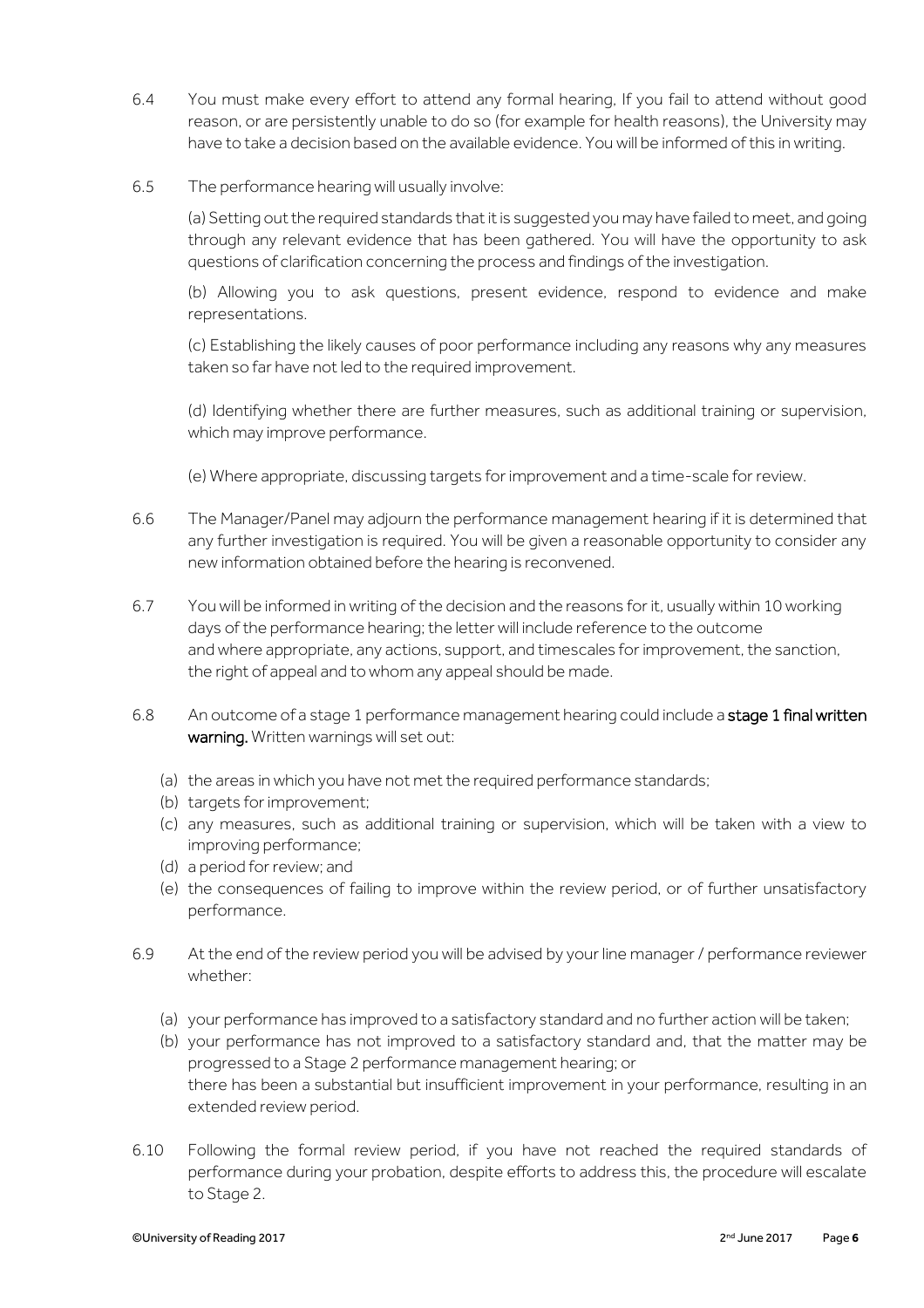6.4 You must make every effort to attend any formal hearing, If you fail to attend without good reason, or are persistently unable to do so (for example for health reasons), the University may have to take a decision based on the available evidence. You will be informed of this in writing.

6.5 The performance hearing will usually involve:

(a) Setting out the required standards that it is suggested you may have failed to meet, and going through any relevant evidence that has been gathered. You will have the opportunity to ask questions of clarification concerning the process and findings of the investigation.

(b) Allowing you to ask questions, present evidence, respond to evidence and make representations.

(c) Establishing the likely causes of poor performance including any reasons why any measures taken so far have not led to the required improvement.

(d) Identifying whether there are further measures, such as additional training or supervision, which may improve performance.

(e) Where appropriate, discussing targets for improvement and a time-scale for review.

6.6 The Manager/Panel may adjourn the performance management hearing if it is determined that any further investigation is required. You will be given a reasonable opportunity to consider any new information obtained before the hearing is reconvened.

6.7 You will be informed in writing of the decision and the reasons for it, usually within 10 working days of the performance hearing; the letter will include reference to the outcome and where appropriate, any actions, support, and timescales for improvement, the sanction, the right of appeal and to whom any appeal should be made.

6.8 An outcome of a stage 1 performance management hearing could include a **stage 1 final written warning.** Written warnings will set out:

(a) the areas in which you have not met the required performance standards;
(b) targets for improvement;
(c) any measures, such as additional training or supervision, which will be taken with a view to improving performance;
(d) a period for review; and
(e) the consequences of failing to improve within the review period, or of further unsatisfactory performance.

6.9 At the end of the review period you will be advised by your line manager / performance reviewer whether:

(a) your performance has improved to a satisfactory standard and no further action will be taken;
(b) your performance has not improved to a satisfactory standard and, that the matter may be progressed to a Stage 2 performance management hearing; or
there has been a substantial but insufficient improvement in your performance, resulting in an extended review period.

6.10 Following the formal review period, if you have not reached the required standards of performance during your probation, despite efforts to address this, the procedure will escalate to Stage 2.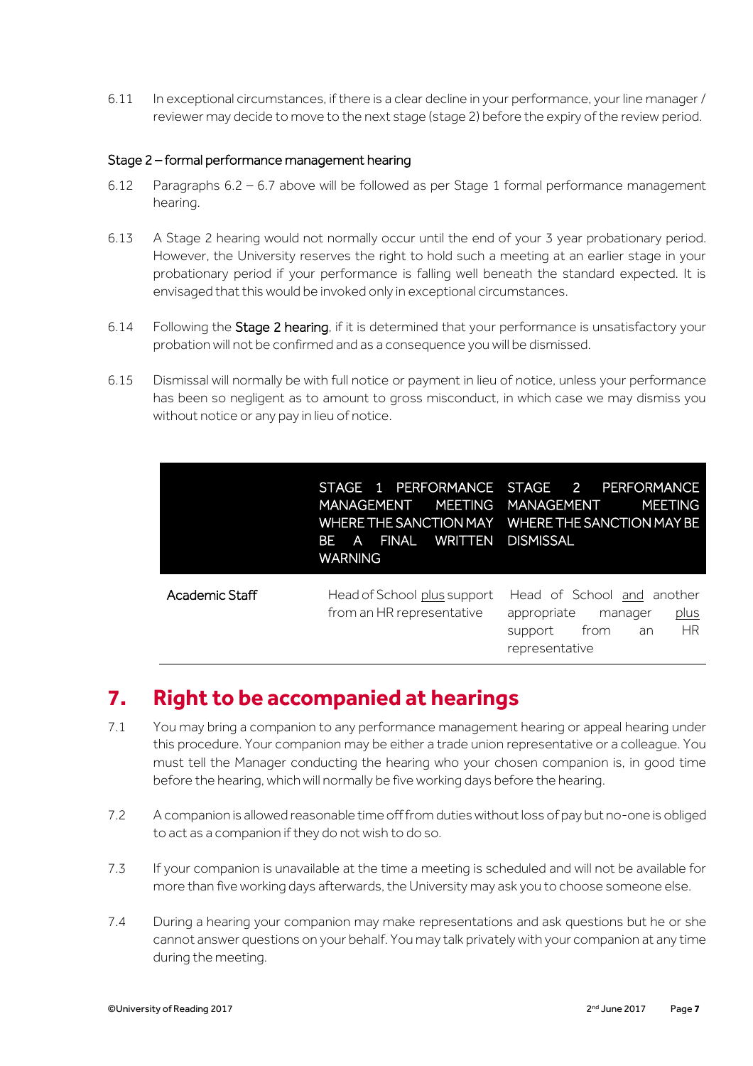6.11 In exceptional circumstances, if there is a clear decline in your performance, your line manager / reviewer may decide to move to the next stage (stage 2) before the expiry of the review period.

### Stage 2 – formal performance management hearing

6.12 Paragraphs 6.2 – 6.7 above will be followed as per Stage 1 formal performance management hearing.

6.13 A Stage 2 hearing would not normally occur until the end of your 3 year probationary period. However, the University reserves the right to hold such a meeting at an earlier stage in your probationary period if your performance is falling well beneath the standard expected. It is envisaged that this would be invoked only in exceptional circumstances.

6.14 Following the **Stage 2 hearing**, if it is determined that your performance is unsatisfactory your probation will not be confirmed and as a consequence you will be dismissed.

6.15 Dismissal will normally be with full notice or payment in lieu of notice, unless your performance has been so negligent as to amount to gross misconduct, in which case we may dismiss you without notice or any pay in lieu of notice.

| | STAGE 1 PERFORMANCE MANAGEMENT MEETING WHERE THE SANCTION MAY BE A FINAL WRITTEN WARNING | STAGE 2 PERFORMANCE MANAGEMENT MEETING WHERE THE SANCTION MAY BE DISMISSAL |
|---|---|---|
| Academic Staff | Head of School plus support from an HR representative | Head of School and another appropriate manager plus support from an HR representative |

## 7. Right to be accompanied at hearings

7.1 You may bring a companion to any performance management hearing or appeal hearing under this procedure. Your companion may be either a trade union representative or a colleague. You must tell the Manager conducting the hearing who your chosen companion is, in good time before the hearing, which will normally be five working days before the hearing.

7.2 A companion is allowed reasonable time off from duties without loss of pay but no-one is obliged to act as a companion if they do not wish to do so.

7.3 If your companion is unavailable at the time a meeting is scheduled and will not be available for more than five working days afterwards, the University may ask you to choose someone else.

7.4 During a hearing your companion may make representations and ask questions but he or she cannot answer questions on your behalf. You may talk privately with your companion at any time during the meeting.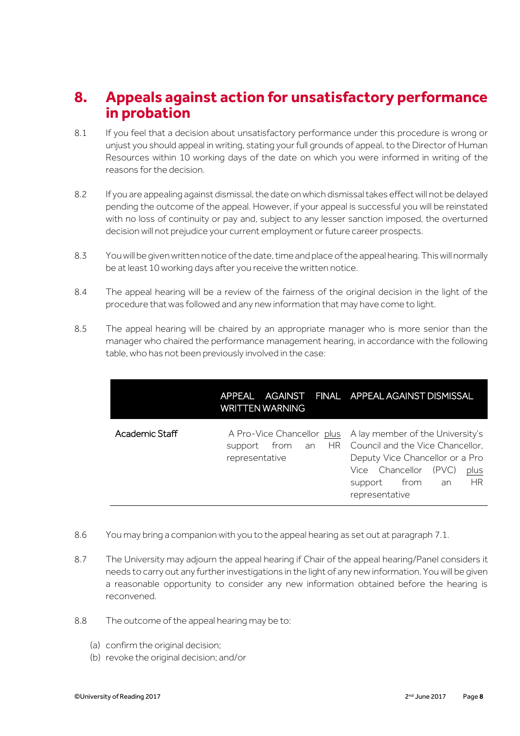## 8. Appeals against action for unsatisfactory performance in probation

8.1 If you feel that a decision about unsatisfactory performance under this procedure is wrong or unjust you should appeal in writing, stating your full grounds of appeal, to the Director of Human Resources within 10 working days of the date on which you were informed in writing of the reasons for the decision.

8.2 If you are appealing against dismissal, the date on which dismissal takes effect will not be delayed pending the outcome of the appeal. However, if your appeal is successful you will be reinstated with no loss of continuity or pay and, subject to any lesser sanction imposed, the overturned decision will not prejudice your current employment or future career prospects.

8.3 You will be given written notice of the date, time and place of the appeal hearing. This will normally be at least 10 working days after you receive the written notice.

8.4 The appeal hearing will be a review of the fairness of the original decision in the light of the procedure that was followed and any new information that may have come to light.

8.5 The appeal hearing will be chaired by an appropriate manager who is more senior than the manager who chaired the performance management hearing, in accordance with the following table, who has not been previously involved in the case:

| | APPEAL AGAINST FINAL WRITTEN WARNING | APPEAL AGAINST DISMISSAL |
|---|---|---|
| **Academic Staff** | A Pro-Vice Chancellor plus support from an HR representative | A lay member of the University's Council and the Vice Chancellor, Deputy Vice Chancellor or a Pro Vice Chancellor (PVC) plus support from an HR representative |

8.6 You may bring a companion with you to the appeal hearing as set out at paragraph 7.1.

8.7 The University may adjourn the appeal hearing if Chair of the appeal hearing/Panel considers it needs to carry out any further investigations in the light of any new information. You will be given a reasonable opportunity to consider any new information obtained before the hearing is reconvened.

8.8 The outcome of the appeal hearing may be to:

(a) confirm the original decision;
(b) revoke the original decision; and/or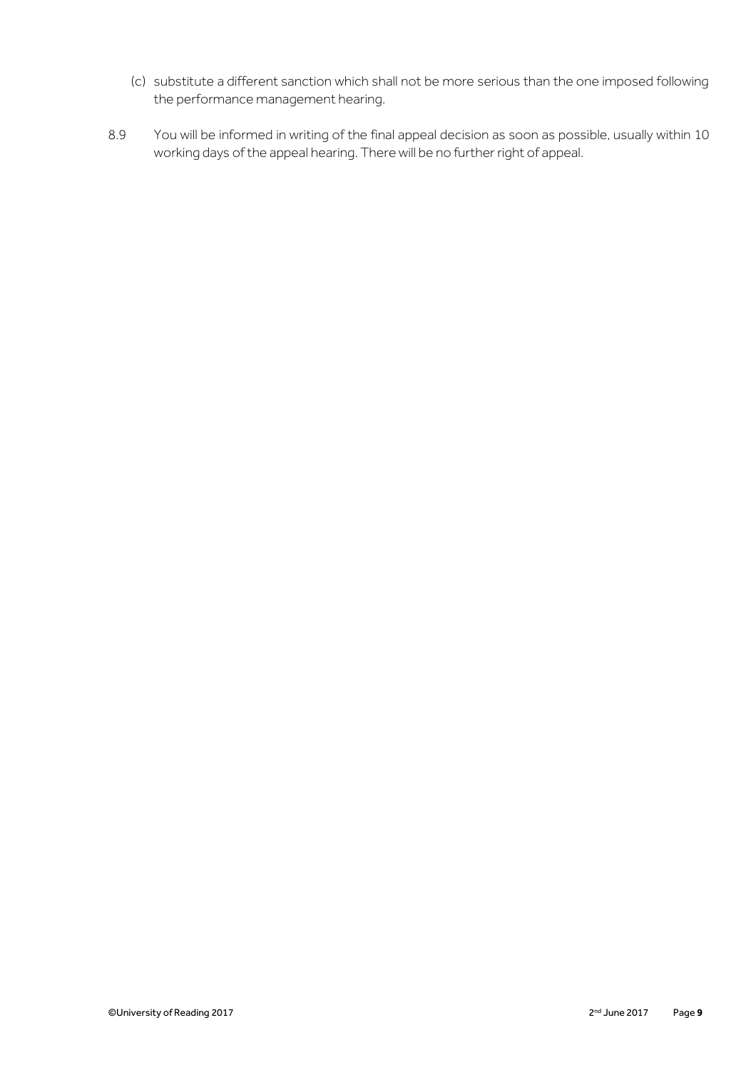(c) substitute a different sanction which shall not be more serious than the one imposed following the performance management hearing.

8.9 You will be informed in writing of the final appeal decision as soon as possible, usually within 10 working days of the appeal hearing. There will be no further right of appeal.